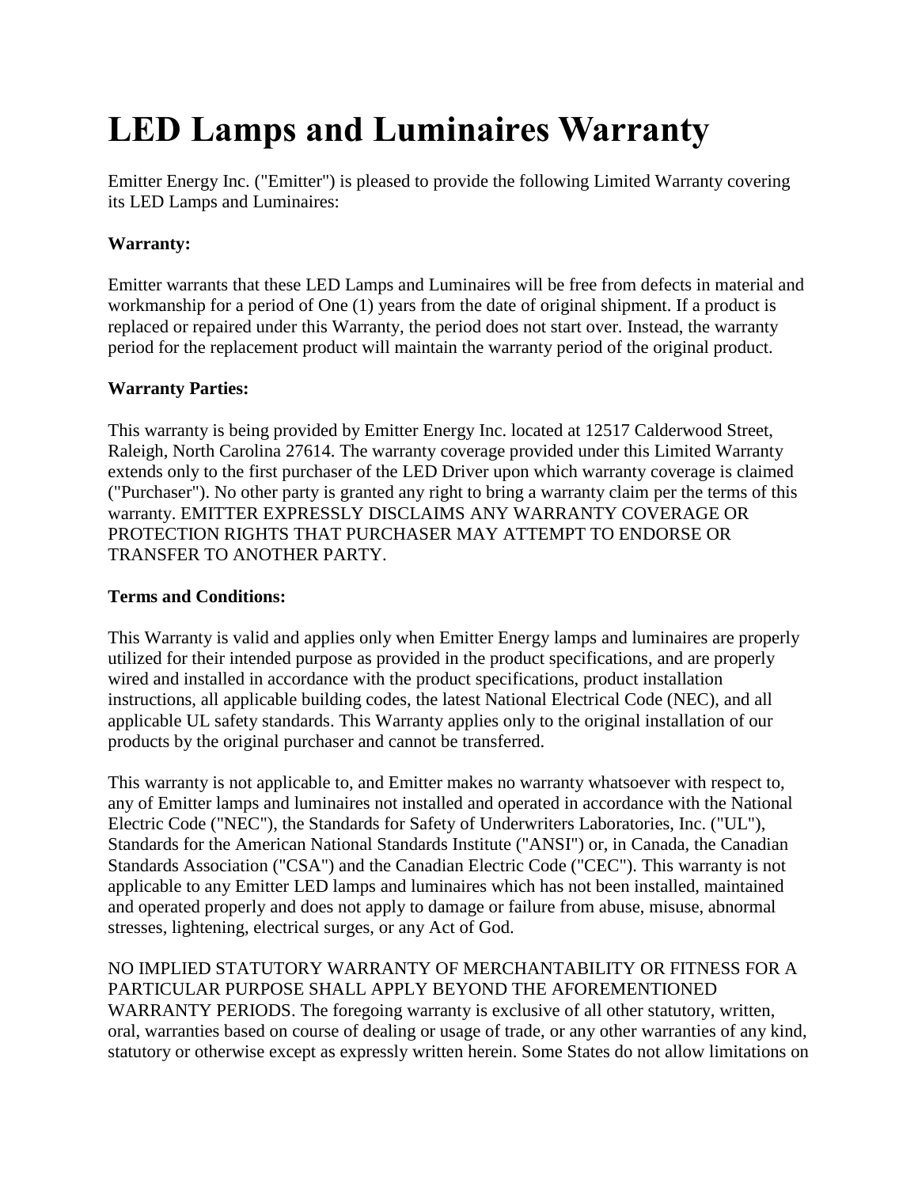# LED Lamps and Luminaires Warranty

Emitter Energy Inc. ("Emitter") is pleased to provide the following Limited Warranty covering its LED Lamps and Luminaires:

**Warranty:**

Emitter warrants that these LED Lamps and Luminaires will be free from defects in material and workmanship for a period of One (1) years from the date of original shipment. If a product is replaced or repaired under this Warranty, the period does not start over. Instead, the warranty period for the replacement product will maintain the warranty period of the original product.

**Warranty Parties:**

This warranty is being provided by Emitter Energy Inc. located at 12517 Calderwood Street, Raleigh, North Carolina 27614. The warranty coverage provided under this Limited Warranty extends only to the first purchaser of the LED Driver upon which warranty coverage is claimed ("Purchaser"). No other party is granted any right to bring a warranty claim per the terms of this warranty. EMITTER EXPRESSLY DISCLAIMS ANY WARRANTY COVERAGE OR PROTECTION RIGHTS THAT PURCHASER MAY ATTEMPT TO ENDORSE OR TRANSFER TO ANOTHER PARTY.

**Terms and Conditions:**

This Warranty is valid and applies only when Emitter Energy lamps and luminaires are properly utilized for their intended purpose as provided in the product specifications, and are properly wired and installed in accordance with the product specifications, product installation instructions, all applicable building codes, the latest National Electrical Code (NEC), and all applicable UL safety standards. This Warranty applies only to the original installation of our products by the original purchaser and cannot be transferred.

This warranty is not applicable to, and Emitter makes no warranty whatsoever with respect to, any of Emitter lamps and luminaires not installed and operated in accordance with the National Electric Code ("NEC"), the Standards for Safety of Underwriters Laboratories, Inc. ("UL"), Standards for the American National Standards Institute ("ANSI") or, in Canada, the Canadian Standards Association ("CSA") and the Canadian Electric Code ("CEC"). This warranty is not applicable to any Emitter LED lamps and luminaires which has not been installed, maintained and operated properly and does not apply to damage or failure from abuse, misuse, abnormal stresses, lightening, electrical surges, or any Act of God.

NO IMPLIED STATUTORY WARRANTY OF MERCHANTABILITY OR FITNESS FOR A PARTICULAR PURPOSE SHALL APPLY BEYOND THE AFOREMENTIONED WARRANTY PERIODS. The foregoing warranty is exclusive of all other statutory, written, oral, warranties based on course of dealing or usage of trade, or any other warranties of any kind, statutory or otherwise except as expressly written herein. Some States do not allow limitations on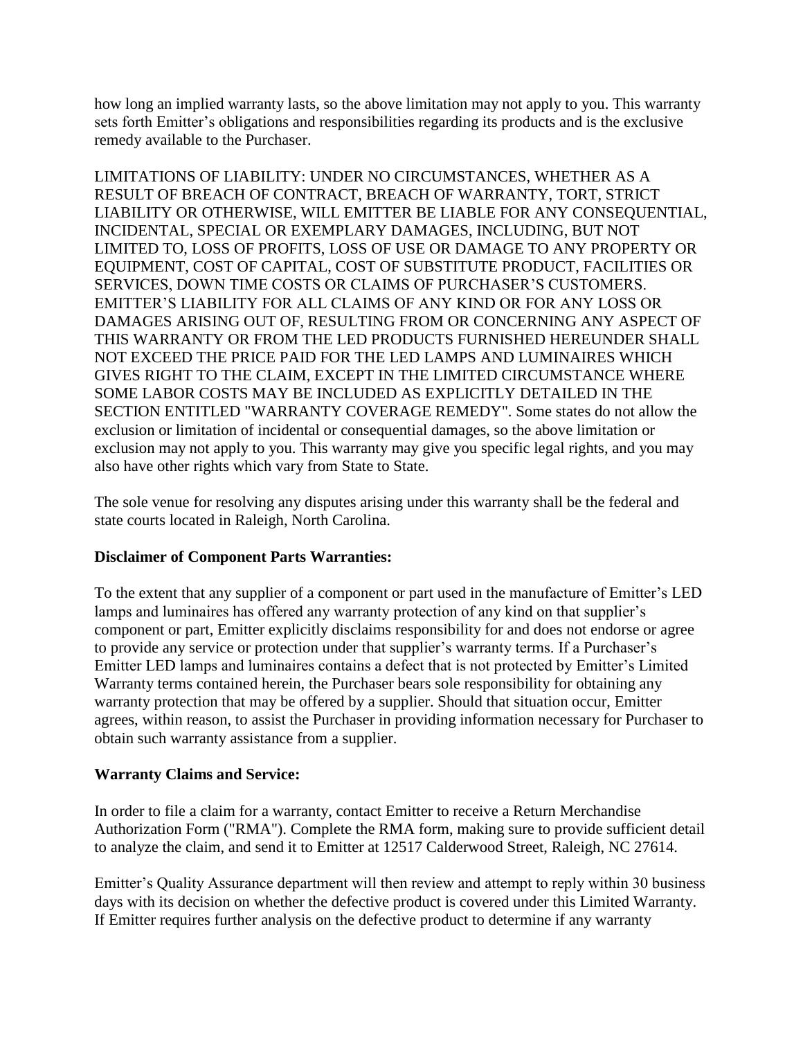how long an implied warranty lasts, so the above limitation may not apply to you. This warranty sets forth Emitter's obligations and responsibilities regarding its products and is the exclusive remedy available to the Purchaser.

LIMITATIONS OF LIABILITY: UNDER NO CIRCUMSTANCES, WHETHER AS A RESULT OF BREACH OF CONTRACT, BREACH OF WARRANTY, TORT, STRICT LIABILITY OR OTHERWISE, WILL EMITTER BE LIABLE FOR ANY CONSEQUENTIAL, INCIDENTAL, SPECIAL OR EXEMPLARY DAMAGES, INCLUDING, BUT NOT LIMITED TO, LOSS OF PROFITS, LOSS OF USE OR DAMAGE TO ANY PROPERTY OR EQUIPMENT, COST OF CAPITAL, COST OF SUBSTITUTE PRODUCT, FACILITIES OR SERVICES, DOWN TIME COSTS OR CLAIMS OF PURCHASER'S CUSTOMERS. EMITTER'S LIABILITY FOR ALL CLAIMS OF ANY KIND OR FOR ANY LOSS OR DAMAGES ARISING OUT OF, RESULTING FROM OR CONCERNING ANY ASPECT OF THIS WARRANTY OR FROM THE LED PRODUCTS FURNISHED HEREUNDER SHALL NOT EXCEED THE PRICE PAID FOR THE LED LAMPS AND LUMINAIRES WHICH GIVES RIGHT TO THE CLAIM, EXCEPT IN THE LIMITED CIRCUMSTANCE WHERE SOME LABOR COSTS MAY BE INCLUDED AS EXPLICITLY DETAILED IN THE SECTION ENTITLED "WARRANTY COVERAGE REMEDY". Some states do not allow the exclusion or limitation of incidental or consequential damages, so the above limitation or exclusion may not apply to you. This warranty may give you specific legal rights, and you may also have other rights which vary from State to State.

The sole venue for resolving any disputes arising under this warranty shall be the federal and state courts located in Raleigh, North Carolina.

**Disclaimer of Component Parts Warranties:**

To the extent that any supplier of a component or part used in the manufacture of Emitter's LED lamps and luminaires has offered any warranty protection of any kind on that supplier's component or part, Emitter explicitly disclaims responsibility for and does not endorse or agree to provide any service or protection under that supplier's warranty terms. If a Purchaser's Emitter LED lamps and luminaires contains a defect that is not protected by Emitter's Limited Warranty terms contained herein, the Purchaser bears sole responsibility for obtaining any warranty protection that may be offered by a supplier. Should that situation occur, Emitter agrees, within reason, to assist the Purchaser in providing information necessary for Purchaser to obtain such warranty assistance from a supplier.

**Warranty Claims and Service:**

In order to file a claim for a warranty, contact Emitter to receive a Return Merchandise Authorization Form ("RMA"). Complete the RMA form, making sure to provide sufficient detail to analyze the claim, and send it to Emitter at 12517 Calderwood Street, Raleigh, NC 27614.

Emitter's Quality Assurance department will then review and attempt to reply within 30 business days with its decision on whether the defective product is covered under this Limited Warranty. If Emitter requires further analysis on the defective product to determine if any warranty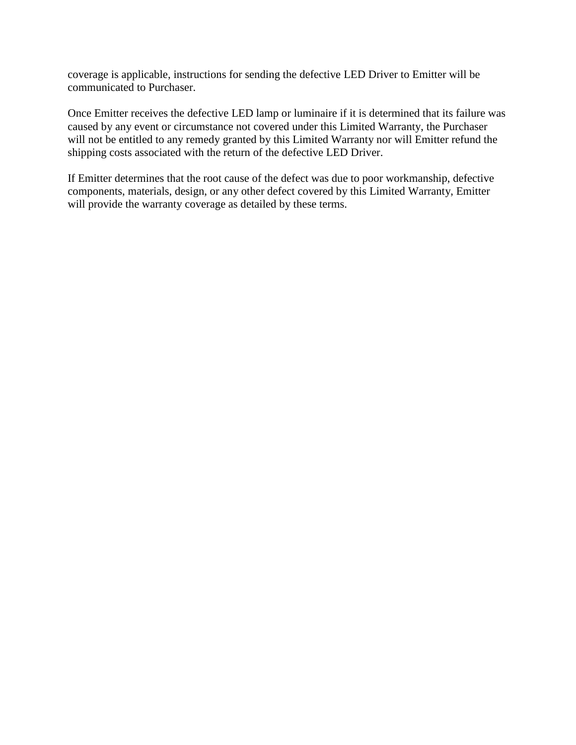coverage is applicable, instructions for sending the defective LED Driver to Emitter will be communicated to Purchaser.

Once Emitter receives the defective LED lamp or luminaire if it is determined that its failure was caused by any event or circumstance not covered under this Limited Warranty, the Purchaser will not be entitled to any remedy granted by this Limited Warranty nor will Emitter refund the shipping costs associated with the return of the defective LED Driver.

If Emitter determines that the root cause of the defect was due to poor workmanship, defective components, materials, design, or any other defect covered by this Limited Warranty, Emitter will provide the warranty coverage as detailed by these terms.